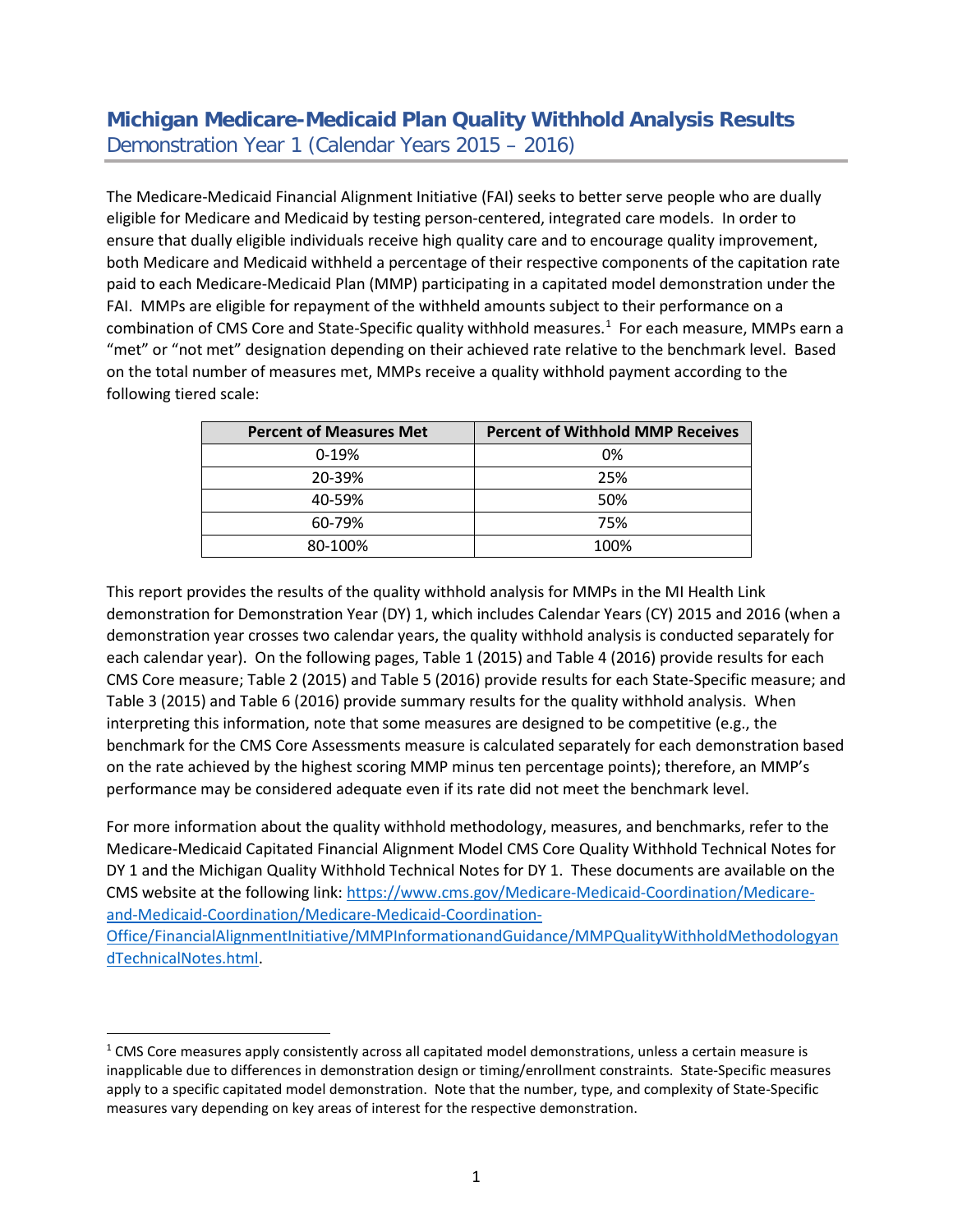# Michigan Medicare-Medicaid Plan Quality Withhold Analysis Results

Demonstration Year 1 (Calendar Years 2015 – 2016)

The Medicare-Medicaid Financial Alignment Initiative (FAI) seeks to better serve people who are dually eligible for Medicare and Medicaid by testing person-centered, integrated care models. In order to ensure that dually eligible individuals receive high quality care and to encourage quality improvement, both Medicare and Medicaid withheld a percentage of their respective components of the capitation rate paid to each Medicare-Medicaid Plan (MMP) participating in a capitated model demonstration under the FAI. MMPs are eligible for repayment of the withheld amounts subject to their performance on a combination of CMS Core and State-Specific quality withhold measures.[1] For each measure, MMPs earn a "met" or "not met" designation depending on their achieved rate relative to the benchmark level. Based on the total number of measures met, MMPs receive a quality withhold payment according to the following tiered scale:

| Percent of Measures Met | Percent of Withhold MMP Receives |
|---|---|
| 0-19% | 0% |
| 20-39% | 25% |
| 40-59% | 50% |
| 60-79% | 75% |
| 80-100% | 100% |

This report provides the results of the quality withhold analysis for MMPs in the MI Health Link demonstration for Demonstration Year (DY) 1, which includes Calendar Years (CY) 2015 and 2016 (when a demonstration year crosses two calendar years, the quality withhold analysis is conducted separately for each calendar year). On the following pages, Table 1 (2015) and Table 4 (2016) provide results for each CMS Core measure; Table 2 (2015) and Table 5 (2016) provide results for each State-Specific measure; and Table 3 (2015) and Table 6 (2016) provide summary results for the quality withhold analysis. When interpreting this information, note that some measures are designed to be competitive (e.g., the benchmark for the CMS Core Assessments measure is calculated separately for each demonstration based on the rate achieved by the highest scoring MMP minus ten percentage points); therefore, an MMP's performance may be considered adequate even if its rate did not meet the benchmark level.

For more information about the quality withhold methodology, measures, and benchmarks, refer to the Medicare-Medicaid Capitated Financial Alignment Model CMS Core Quality Withhold Technical Notes for DY 1 and the Michigan Quality Withhold Technical Notes for DY 1. These documents are available on the CMS website at the following link: [https://www.cms.gov/Medicare-Medicaid-Coordination/Medicare-and-Medicaid-Coordination/Medicare-Medicaid-Coordination-Office/FinancialAlignmentInitiative/MMPInformationandGuidance/MMPQualityWithholdMethodologyandTechnicalNotes.html](https://www.cms.gov/Medicare-Medicaid-Coordination/Medicare-and-Medicaid-Coordination/Medicare-Medicaid-Coordination-Office/FinancialAlignmentInitiative/MMPInformationandGuidance/MMPQualityWithholdMethodologyandTechnicalNotes.html).

[1] CMS Core measures apply consistently across all capitated model demonstrations, unless a certain measure is inapplicable due to differences in demonstration design or timing/enrollment constraints. State-Specific measures apply to a specific capitated model demonstration. Note that the number, type, and complexity of State-Specific measures vary depending on key areas of interest for the respective demonstration.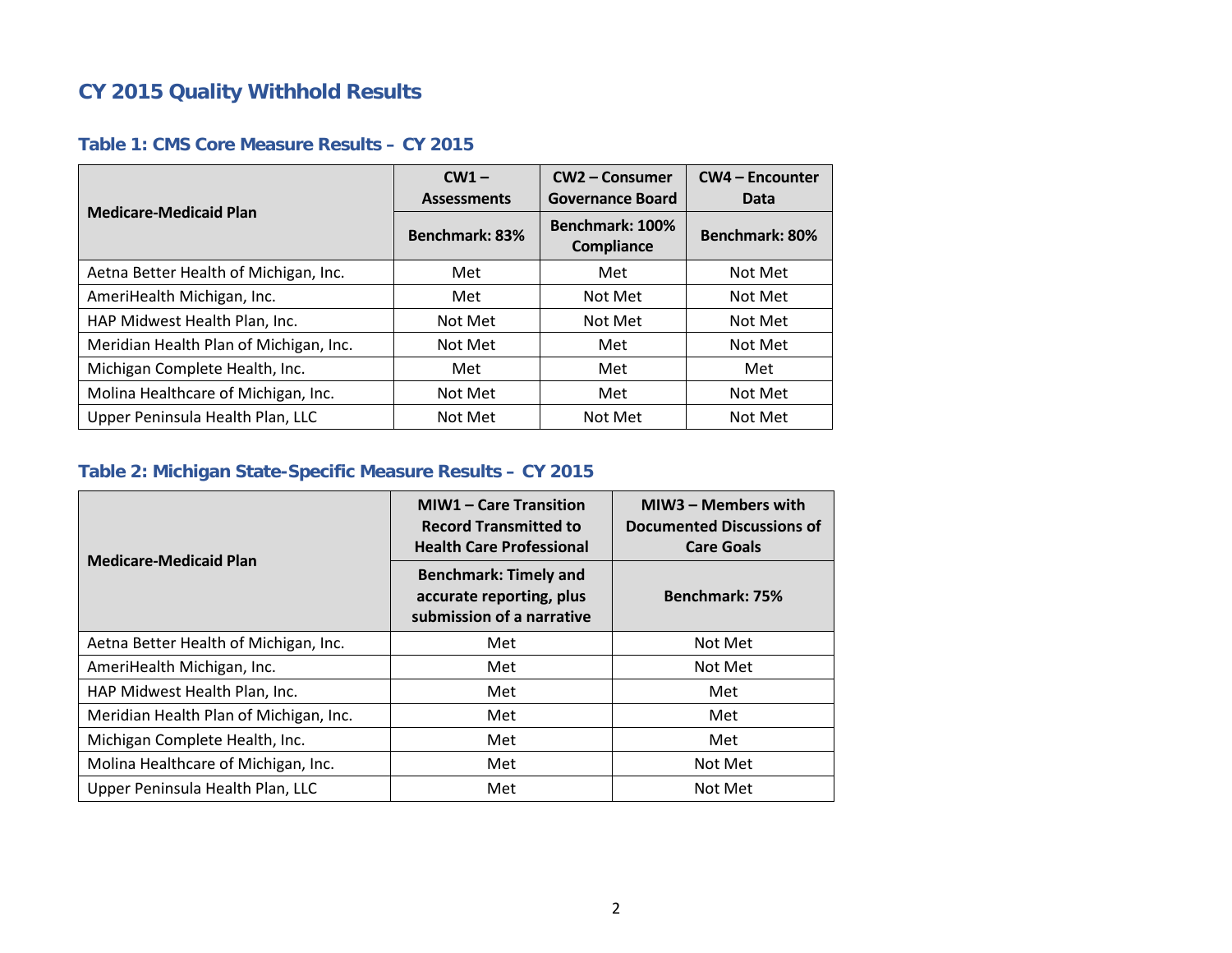## CY 2015 Quality Withhold Results

### Table 1: CMS Core Measure Results – CY 2015

| Medicare-Medicaid Plan | CW1 – Assessments | CW2 – Consumer Governance Board | CW4 – Encounter Data |
|---|---|---|---|
| | Benchmark: 83% | Benchmark: 100% Compliance | Benchmark: 80% |
| Aetna Better Health of Michigan, Inc. | Met | Met | Not Met |
| AmeriHealth Michigan, Inc. | Met | Not Met | Not Met |
| HAP Midwest Health Plan, Inc. | Not Met | Not Met | Not Met |
| Meridian Health Plan of Michigan, Inc. | Not Met | Met | Not Met |
| Michigan Complete Health, Inc. | Met | Met | Met |
| Molina Healthcare of Michigan, Inc. | Not Met | Met | Not Met |
| Upper Peninsula Health Plan, LLC | Not Met | Not Met | Not Met |

### Table 2: Michigan State-Specific Measure Results – CY 2015

| Medicare-Medicaid Plan | MIW1 – Care Transition Record Transmitted to Health Care Professional | MIW3 – Members with Documented Discussions of Care Goals |
|---|---|---|
| | Benchmark: Timely and accurate reporting, plus submission of a narrative | Benchmark: 75% |
| Aetna Better Health of Michigan, Inc. | Met | Not Met |
| AmeriHealth Michigan, Inc. | Met | Not Met |
| HAP Midwest Health Plan, Inc. | Met | Met |
| Meridian Health Plan of Michigan, Inc. | Met | Met |
| Michigan Complete Health, Inc. | Met | Met |
| Molina Healthcare of Michigan, Inc. | Met | Not Met |
| Upper Peninsula Health Plan, LLC | Met | Not Met |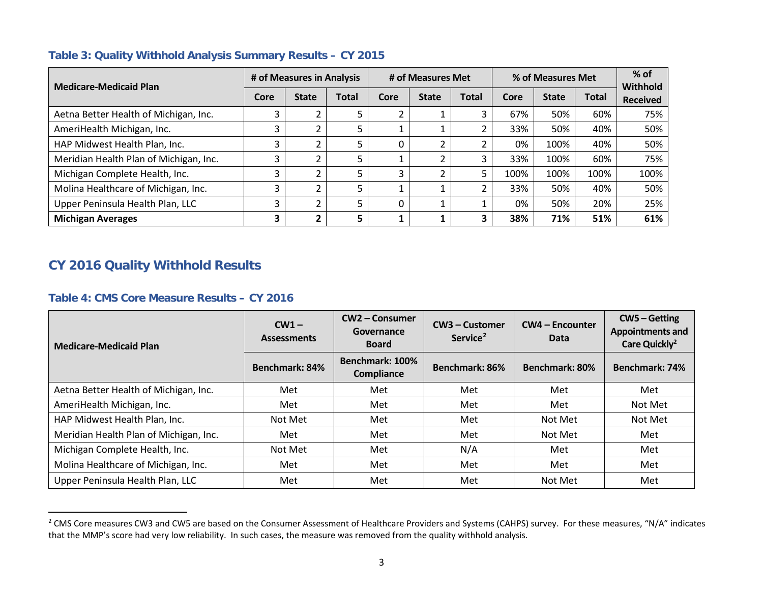### Table 3: Quality Withhold Analysis Summary Results – CY 2015

| Medicare-Medicaid Plan | # of Measures in Analysis | | | # of Measures Met | | | % of Measures Met | | | % of Withhold Received |
|---|---|---|---|---|---|---|---|---|---|---|
| | Core | State | Total | Core | State | Total | Core | State | Total | |
| Aetna Better Health of Michigan, Inc. | 3 | 2 | 5 | 2 | 1 | 3 | 67% | 50% | 60% | 75% |
| AmeriHealth Michigan, Inc. | 3 | 2 | 5 | 1 | 1 | 2 | 33% | 50% | 40% | 50% |
| HAP Midwest Health Plan, Inc. | 3 | 2 | 5 | 0 | 2 | 2 | 0% | 100% | 40% | 50% |
| Meridian Health Plan of Michigan, Inc. | 3 | 2 | 5 | 1 | 2 | 3 | 33% | 100% | 60% | 75% |
| Michigan Complete Health, Inc. | 3 | 2 | 5 | 3 | 2 | 5 | 100% | 100% | 100% | 100% |
| Molina Healthcare of Michigan, Inc. | 3 | 2 | 5 | 1 | 1 | 2 | 33% | 50% | 40% | 50% |
| Upper Peninsula Health Plan, LLC | 3 | 2 | 5 | 0 | 1 | 1 | 0% | 50% | 20% | 25% |
| **Michigan Averages** | **3** | **2** | **5** | **1** | **1** | **3** | **38%** | **71%** | **51%** | **61%** |

## CY 2016 Quality Withhold Results

### Table 4: CMS Core Measure Results – CY 2016

| Medicare-Medicaid Plan | CW1 – Assessments | CW2 – Consumer Governance Board | CW3 – Customer Service[2] | CW4 – Encounter Data | CW5 – Getting Appointments and Care Quickly[2] |
|---|---|---|---|---|---|
| | Benchmark: 84% | Benchmark: 100% Compliance | Benchmark: 86% | Benchmark: 80% | Benchmark: 74% |
| Aetna Better Health of Michigan, Inc. | Met | Met | Met | Met | Met |
| AmeriHealth Michigan, Inc. | Met | Met | Met | Met | Not Met |
| HAP Midwest Health Plan, Inc. | Not Met | Met | Met | Not Met | Not Met |
| Meridian Health Plan of Michigan, Inc. | Met | Met | Met | Not Met | Met |
| Michigan Complete Health, Inc. | Not Met | Met | N/A | Met | Met |
| Molina Healthcare of Michigan, Inc. | Met | Met | Met | Met | Met |
| Upper Peninsula Health Plan, LLC | Met | Met | Met | Not Met | Met |

[2] CMS Core measures CW3 and CW5 are based on the Consumer Assessment of Healthcare Providers and Systems (CAHPS) survey. For these measures, "N/A" indicates that the MMP's score had very low reliability. In such cases, the measure was removed from the quality withhold analysis.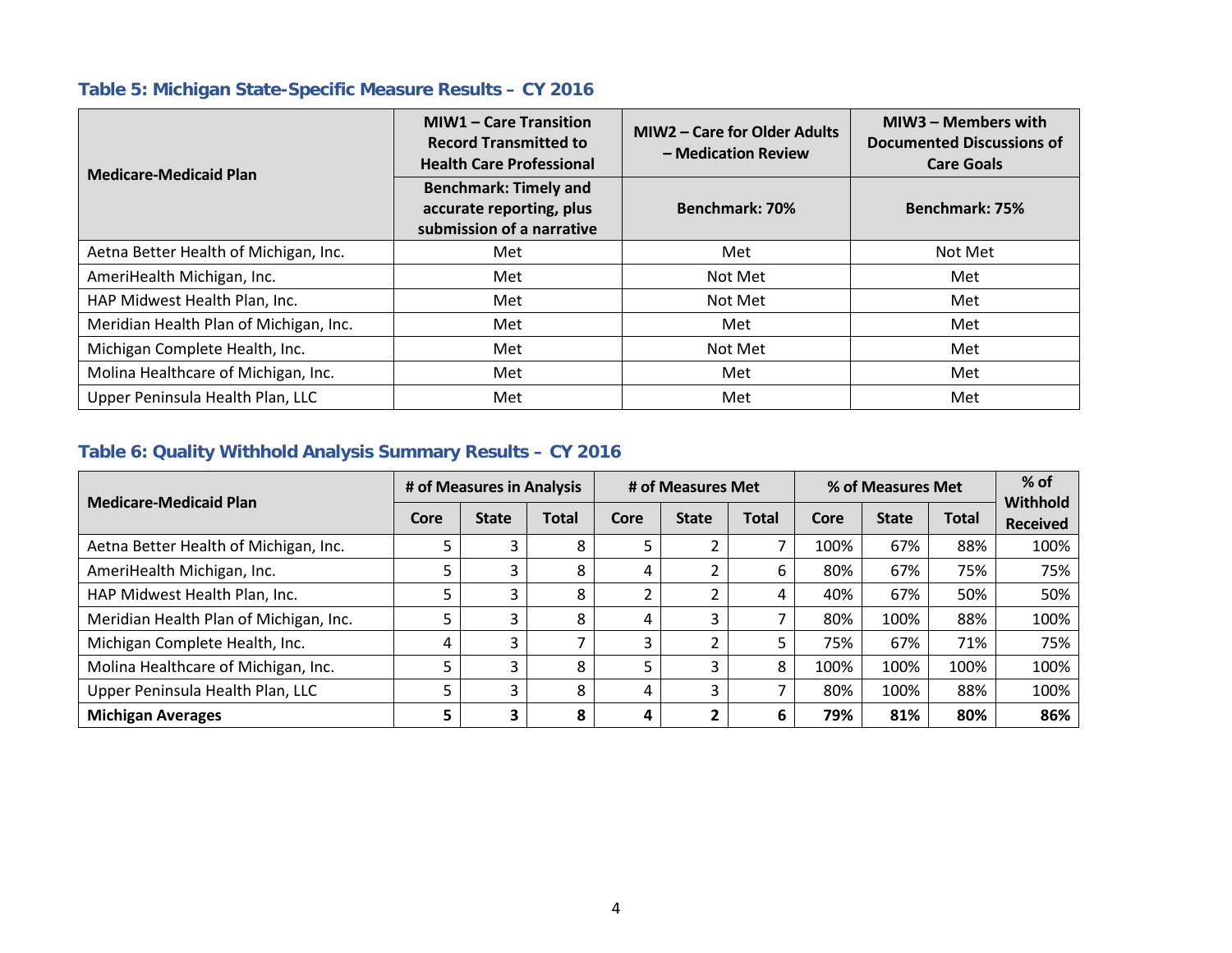### Table 5: Michigan State-Specific Measure Results – CY 2016

| Medicare-Medicaid Plan | MIW1 – Care Transition Record Transmitted to Health Care Professional | MIW2 – Care for Older Adults – Medication Review | MIW3 – Members with Documented Discussions of Care Goals |
|---|---|---|---|
| | **Benchmark: Timely and accurate reporting, plus submission of a narrative** | **Benchmark: 70%** | **Benchmark: 75%** |
| Aetna Better Health of Michigan, Inc. | Met | Met | Not Met |
| AmeriHealth Michigan, Inc. | Met | Not Met | Met |
| HAP Midwest Health Plan, Inc. | Met | Not Met | Met |
| Meridian Health Plan of Michigan, Inc. | Met | Met | Met |
| Michigan Complete Health, Inc. | Met | Not Met | Met |
| Molina Healthcare of Michigan, Inc. | Met | Met | Met |
| Upper Peninsula Health Plan, LLC | Met | Met | Met |

### Table 6: Quality Withhold Analysis Summary Results – CY 2016

| Medicare-Medicaid Plan | # of Measures in Analysis | | | # of Measures Met | | | % of Measures Met | | | % of Withhold Received |
|---|---|---|---|---|---|---|---|---|---|---|
| | Core | State | Total | Core | State | Total | Core | State | Total | |
| Aetna Better Health of Michigan, Inc. | 5 | 3 | 8 | 5 | 2 | 7 | 100% | 67% | 88% | 100% |
| AmeriHealth Michigan, Inc. | 5 | 3 | 8 | 4 | 2 | 6 | 80% | 67% | 75% | 75% |
| HAP Midwest Health Plan, Inc. | 5 | 3 | 8 | 2 | 2 | 4 | 40% | 67% | 50% | 50% |
| Meridian Health Plan of Michigan, Inc. | 5 | 3 | 8 | 4 | 3 | 7 | 80% | 100% | 88% | 100% |
| Michigan Complete Health, Inc. | 4 | 3 | 7 | 3 | 2 | 5 | 75% | 67% | 71% | 75% |
| Molina Healthcare of Michigan, Inc. | 5 | 3 | 8 | 5 | 3 | 8 | 100% | 100% | 100% | 100% |
| Upper Peninsula Health Plan, LLC | 5 | 3 | 8 | 4 | 3 | 7 | 80% | 100% | 88% | 100% |
| **Michigan Averages** | **5** | **3** | **8** | **4** | **2** | **6** | **79%** | **81%** | **80%** | **86%** |